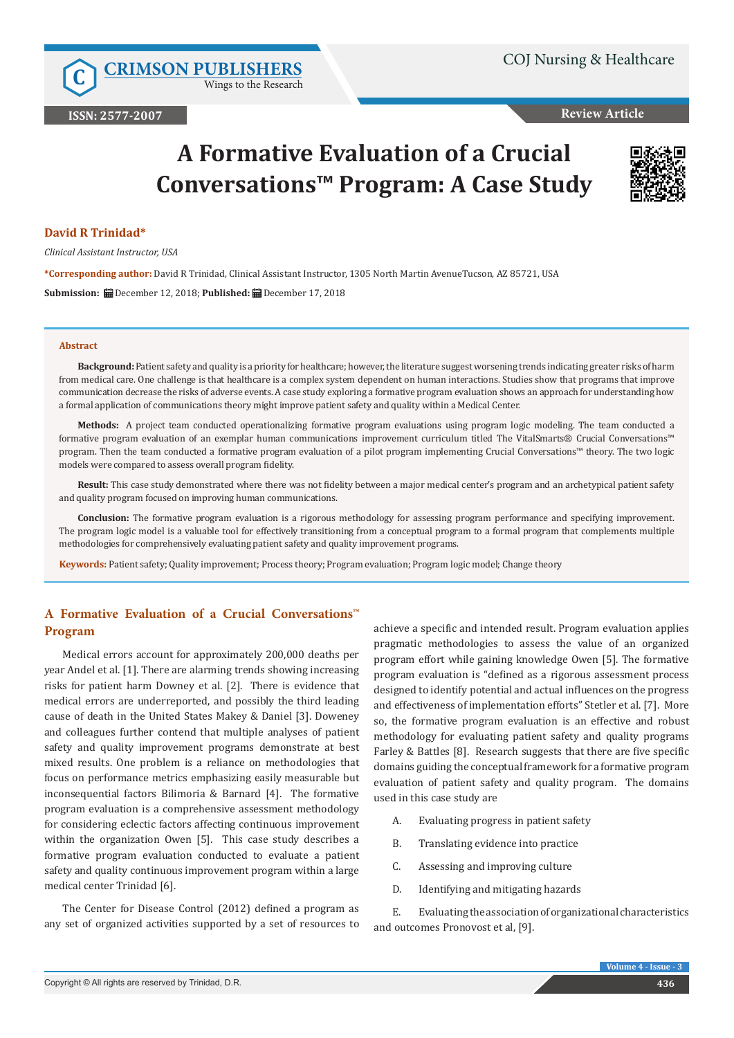# A Formative Evaluation of a Crucial Conversations™ Program: A Case Study

**David R Trinidad***

*Clinical Assistant Instructor, USA*

**\*Corresponding author:** David R Trinidad, Clinical Assistant Instructor, 1305 North Martin AvenueTucson, AZ 85721, USA

**Submission:** December 12, 2018; **Published:** December 17, 2018

### Abstract

**Background:** Patient safety and quality is a priority for healthcare; however, the literature suggest worsening trends indicating greater risks of harm from medical care. One challenge is that healthcare is a complex system dependent on human interactions. Studies show that programs that improve communication decrease the risks of adverse events. A case study exploring a formative program evaluation shows an approach for understanding how a formal application of communications theory might improve patient safety and quality within a Medical Center.

**Methods:** A project team conducted operationalizing formative program evaluations using program logic modeling. The team conducted a formative program evaluation of an exemplar human communications improvement curriculum titled The VitalSmarts® Crucial Conversations™ program. Then the team conducted a formative program evaluation of a pilot program implementing Crucial Conversations™ theory. The two logic models were compared to assess overall program fidelity.

**Result:** This case study demonstrated where there was not fidelity between a major medical center's program and an archetypical patient safety and quality program focused on improving human communications.

**Conclusion:** The formative program evaluation is a rigorous methodology for assessing program performance and specifying improvement. The program logic model is a valuable tool for effectively transitioning from a conceptual program to a formal program that complements multiple methodologies for comprehensively evaluating patient safety and quality improvement programs.

**Keywords:** Patient safety; Quality improvement; Process theory; Program evaluation; Program logic model; Change theory

## A Formative Evaluation of a Crucial Conversations™ Program

Medical errors account for approximately 200,000 deaths per year Andel et al. [1]. There are alarming trends showing increasing risks for patient harm Downey et al. [2]. There is evidence that medical errors are underreported, and possibly the third leading cause of death in the United States Makey & Daniel [3]. Doweney and colleagues further contend that multiple analyses of patient safety and quality improvement programs demonstrate at best mixed results. One problem is a reliance on methodologies that focus on performance metrics emphasizing easily measurable but inconsequential factors Bilimoria & Barnard [4]. The formative program evaluation is a comprehensive assessment methodology for considering eclectic factors affecting continuous improvement within the organization Owen [5]. This case study describes a formative program evaluation conducted to evaluate a patient safety and quality continuous improvement program within a large medical center Trinidad [6].

The Center for Disease Control (2012) defined a program as any set of organized activities supported by a set of resources to achieve a specific and intended result. Program evaluation applies pragmatic methodologies to assess the value of an organized program effort while gaining knowledge Owen [5]. The formative program evaluation is "defined as a rigorous assessment process designed to identify potential and actual influences on the progress and effectiveness of implementation efforts" Stetler et al. [7]. More so, the formative program evaluation is an effective and robust methodology for evaluating patient safety and quality programs Farley & Battles [8]. Research suggests that there are five specific domains guiding the conceptual framework for a formative program evaluation of patient safety and quality program. The domains used in this case study are

A. Evaluating progress in patient safety

B. Translating evidence into practice

C. Assessing and improving culture

D. Identifying and mitigating hazards

E. Evaluating the association of organizational characteristics and outcomes Pronovost et al, [9].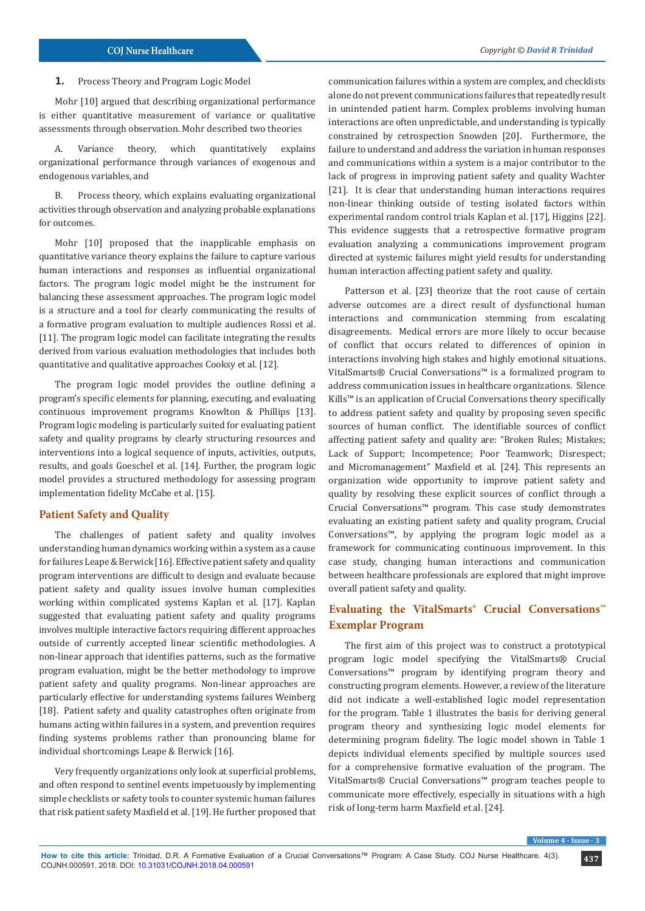1. Process Theory and Program Logic Model

Mohr [10] argued that describing organizational performance is either quantitative measurement of variance or qualitative assessments through observation. Mohr described two theories

A. Variance theory, which quantitatively explains organizational performance through variances of exogenous and endogenous variables, and

B. Process theory, which explains evaluating organizational activities through observation and analyzing probable explanations for outcomes.

Mohr [10] proposed that the inapplicable emphasis on quantitative variance theory explains the failure to capture various human interactions and responses as influential organizational factors. The program logic model might be the instrument for balancing these assessment approaches. The program logic model is a structure and a tool for clearly communicating the results of a formative program evaluation to multiple audiences Rossi et al. [11]. The program logic model can facilitate integrating the results derived from various evaluation methodologies that includes both quantitative and qualitative approaches Cooksy et al. [12].

The program logic model provides the outline defining a program's specific elements for planning, executing, and evaluating continuous improvement programs Knowlton & Phillips [13]. Program logic modeling is particularly suited for evaluating patient safety and quality programs by clearly structuring resources and interventions into a logical sequence of inputs, activities, outputs, results, and goals Goeschel et al. [14]. Further, the program logic model provides a structured methodology for assessing program implementation fidelity McCabe et al. [15].

## Patient Safety and Quality

The challenges of patient safety and quality involves understanding human dynamics working within a system as a cause for failures Leape & Berwick [16]. Effective patient safety and quality program interventions are difficult to design and evaluate because patient safety and quality issues involve human complexities working within complicated systems Kaplan et al. [17]. Kaplan suggested that evaluating patient safety and quality programs involves multiple interactive factors requiring different approaches outside of currently accepted linear scientific methodologies. A non-linear approach that identifies patterns, such as the formative program evaluation, might be the better methodology to improve patient safety and quality programs. Non-linear approaches are particularly effective for understanding systems failures Weinberg [18]. Patient safety and quality catastrophes often originate from humans acting within failures in a system, and prevention requires finding systems problems rather than pronouncing blame for individual shortcomings Leape & Berwick [16].

Very frequently organizations only look at superficial problems, and often respond to sentinel events impetuously by implementing simple checklists or safety tools to counter systemic human failures that risk patient safety Maxfield et al. [19]. He further proposed that communication failures within a system are complex, and checklists alone do not prevent communications failures that repeatedly result in unintended patient harm. Complex problems involving human interactions are often unpredictable, and understanding is typically constrained by retrospection Snowden [20]. Furthermore, the failure to understand and address the variation in human responses and communications within a system is a major contributor to the lack of progress in improving patient safety and quality Wachter [21]. It is clear that understanding human interactions requires non-linear thinking outside of testing isolated factors within experimental random control trials Kaplan et al. [17], Higgins [22]. This evidence suggests that a retrospective formative program evaluation analyzing a communications improvement program directed at systemic failures might yield results for understanding human interaction affecting patient safety and quality.

Patterson et al. [23] theorize that the root cause of certain adverse outcomes are a direct result of dysfunctional human interactions and communication stemming from escalating disagreements. Medical errors are more likely to occur because of conflict that occurs related to differences of opinion in interactions involving high stakes and highly emotional situations. VitalSmarts® Crucial Conversations™ is a formalized program to address communication issues in healthcare organizations. Silence Kills™ is an application of Crucial Conversations theory specifically to address patient safety and quality by proposing seven specific sources of human conflict. The identifiable sources of conflict affecting patient safety and quality are: "Broken Rules; Mistakes; Lack of Support; Incompetence; Poor Teamwork; Disrespect; and Micromanagement" Maxfield et al. [24]. This represents an organization wide opportunity to improve patient safety and quality by resolving these explicit sources of conflict through a Crucial Conversations™ program. This case study demonstrates evaluating an existing patient safety and quality program, Crucial Conversations™, by applying the program logic model as a framework for communicating continuous improvement. In this case study, changing human interactions and communication between healthcare professionals are explored that might improve overall patient safety and quality.

## Evaluating the VitalSmarts® Crucial Conversations™ Exemplar Program

The first aim of this project was to construct a prototypical program logic model specifying the VitalSmarts® Crucial Conversations™ program by identifying program theory and constructing program elements. However, a review of the literature did not indicate a well-established logic model representation for the program. Table 1 illustrates the basis for deriving general program theory and synthesizing logic model elements for determining program fidelity. The logic model shown in Table 1 depicts individual elements specified by multiple sources used for a comprehensive formative evaluation of the program. The VitalSmarts® Crucial Conversations™ program teaches people to communicate more effectively, especially in situations with a high risk of long-term harm Maxfield et al. [24].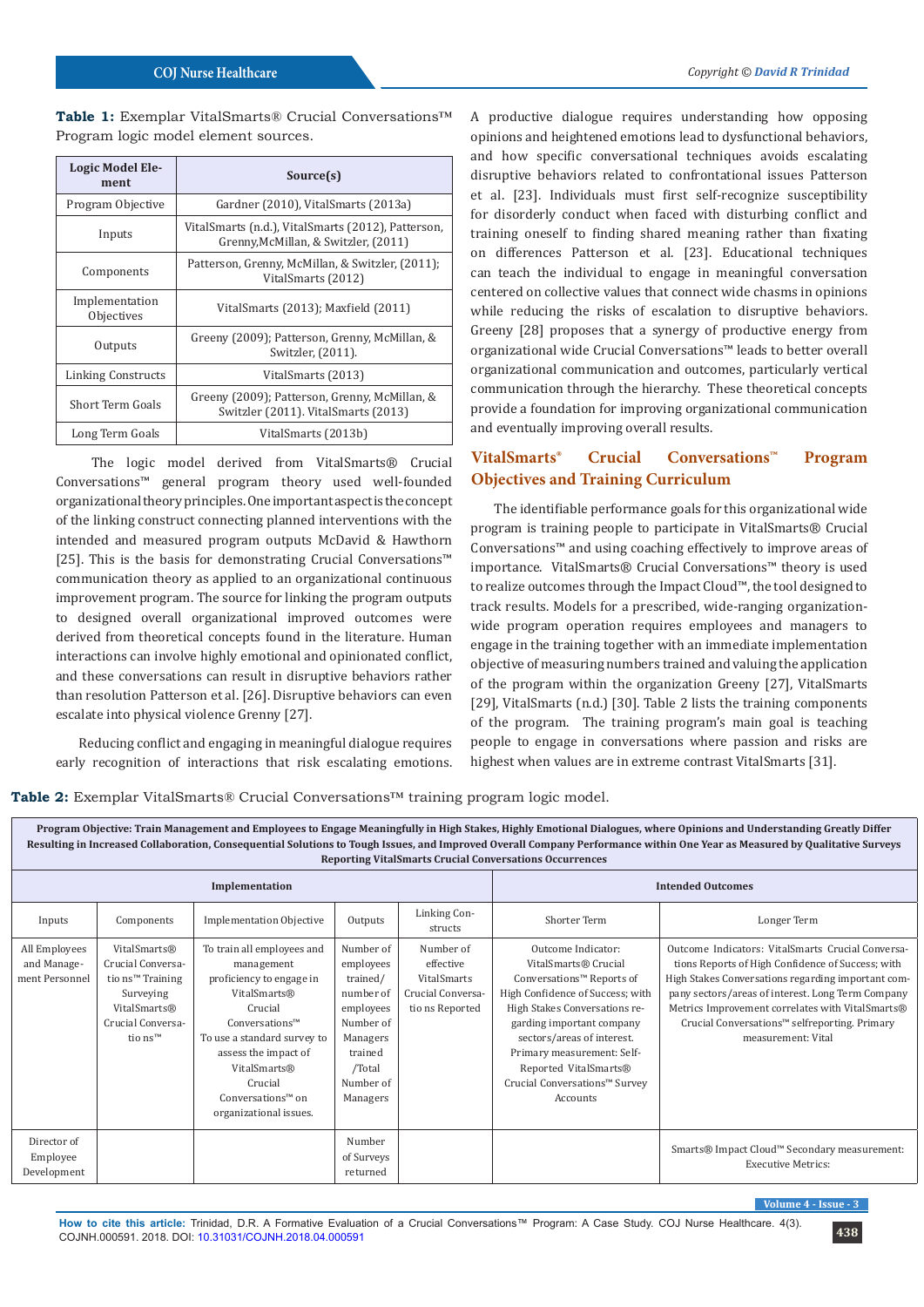**Table 1:** Exemplar VitalSmarts® Crucial Conversations™ Program logic model element sources.

| Logic Model Element | Source(s) |
|---|---|
| Program Objective | Gardner (2010), VitalSmarts (2013a) |
| Inputs | VitalSmarts (n.d.), VitalSmarts (2012), Patterson, Grenny,McMillan, & Switzler, (2011) |
| Components | Patterson, Grenny, McMillan, & Switzler, (2011); VitalSmarts (2012) |
| Implementation Objectives | VitalSmarts (2013); Maxfield (2011) |
| Outputs | Greeny (2009); Patterson, Grenny, McMillan, & Switzler, (2011). |
| Linking Constructs | VitalSmarts (2013) |
| Short Term Goals | Greeny (2009); Patterson, Grenny, McMillan, & Switzler (2011). VitalSmarts (2013) |
| Long Term Goals | VitalSmarts (2013b) |

The logic model derived from VitalSmarts® Crucial Conversations™ general program theory used well-founded organizational theory principles. One important aspect is the concept of the linking construct connecting planned interventions with the intended and measured program outputs McDavid & Hawthorn [25]. This is the basis for demonstrating Crucial Conversations™ communication theory as applied to an organizational continuous improvement program. The source for linking the program outputs to designed overall organizational improved outcomes were derived from theoretical concepts found in the literature. Human interactions can involve highly emotional and opinionated conflict, and these conversations can result in disruptive behaviors rather than resolution Patterson et al. [26]. Disruptive behaviors can even escalate into physical violence Grenny [27].

Reducing conflict and engaging in meaningful dialogue requires early recognition of interactions that risk escalating emotions. A productive dialogue requires understanding how opposing opinions and heightened emotions lead to dysfunctional behaviors, and how specific conversational techniques avoids escalating disruptive behaviors related to confrontational issues Patterson et al. [23]. Individuals must first self-recognize susceptibility for disorderly conduct when faced with disturbing conflict and training oneself to finding shared meaning rather than fixating on differences Patterson et al. [23]. Educational techniques can teach the individual to engage in meaningful conversation centered on collective values that connect wide chasms in opinions while reducing the risks of escalation to disruptive behaviors. Greeny [28] proposes that a synergy of productive energy from organizational wide Crucial Conversations™ leads to better overall organizational communication and outcomes, particularly vertical communication through the hierarchy. These theoretical concepts provide a foundation for improving organizational communication and eventually improving overall results.

## VitalSmarts® Crucial Conversations™ Program Objectives and Training Curriculum

The identifiable performance goals for this organizational wide program is training people to participate in VitalSmarts® Crucial Conversations™ and using coaching effectively to improve areas of importance. VitalSmarts® Crucial Conversations™ theory is used to realize outcomes through the Impact Cloud™, the tool designed to track results. Models for a prescribed, wide-ranging organization-wide program operation requires employees and managers to engage in the training together with an immediate implementation objective of measuring numbers trained and valuing the application of the program within the organization Greeny [27], VitalSmarts [29], VitalSmarts (n.d.) [30]. Table 2 lists the training components of the program. The training program's main goal is teaching people to engage in conversations where passion and risks are highest when values are in extreme contrast VitalSmarts [31].

**Table 2:** Exemplar VitalSmarts® Crucial Conversations™ training program logic model.

| Program Objective: Train Management and Employees to Engage Meaningfully in High Stakes, Highly Emotional Dialogues, where Opinions and Understanding Greatly Differ Resulting in Increased Collaboration, Consequential Solutions to Tough Issues, and Improved Overall Company Performance within One Year as Measured by Qualitative Surveys Reporting VitalSmarts Crucial Conversations Occurrences | | | | | | |
|---|---|---|---|---|---|---|
| Implementation | | | | | Intended Outcomes | |
| Inputs | Components | Implementation Objective | Outputs | Linking Constructs | Shorter Term | Longer Term |
| All Employees and Management Personnel | VitalSmarts® Crucial Conversatio ns™ Training Surveying VitalSmarts® Crucial Conversatio ns™ | To train all employees and management proficiency to engage in VitalSmarts® Crucial Conversations™ To use a standard survey to assess the impact of VitalSmarts® Crucial Conversations™ on organizational issues. | Number of employees trained/ number of employees Number of Managers trained /Total Number of Managers | Number of effective VitalSmarts Crucial Conversatio ns Reported | Outcome Indicator: VitalSmarts® Crucial Conversations™ Reports of High Confidence of Success; with High Stakes Conversations regarding important company sectors/areas of interest. Primary measurement: Self-Reported VitalSmarts® Crucial Conversations™ Survey Accounts | Outcome Indicators: VitalSmarts Crucial Conversations Reports of High Confidence of Success; with High Stakes Conversations regarding important company sectors/areas of interest. Long Term Company Metrics Improvement correlates with VitalSmarts® Crucial Conversations™ selfreporting. Primary measurement: Vital |
| Director of Employee Development | | | Number of Surveys returned | | | Smarts® Impact Cloud™ Secondary measurement: Executive Metrics: |

**How to cite this article:** Trinidad, D.R. A Formative Evaluation of a Crucial Conversations™ Program: A Case Study. COJ Nurse Healthcare. 4(3). COJNH.000591. 2018. DOI: 10.31031/COJNH.2018.04.000591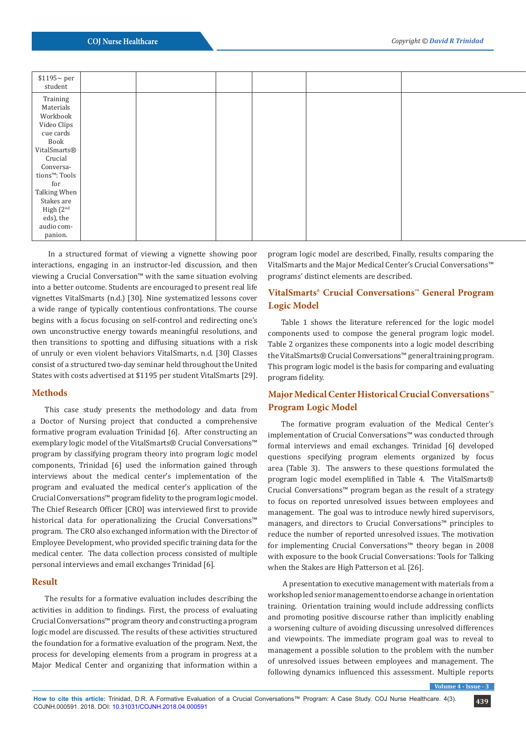| | | | | | | |
|---|---|---|---|---|---|---|
| $1195~ per student | | | | | | |
| Training Materials Workbook Video Clips cue cards Book VitalSmarts® Crucial Conversations™: Tools for Talking When Stakes are High (2nd eds), the audio companion. | | | | | | |

In a structured format of viewing a vignette showing poor interactions, engaging in an instructor-led discussion, and then viewing a Crucial Conversation™ with the same situation evolving into a better outcome. Students are encouraged to present real life vignettes VitalSmarts (n.d.) [30]. Nine systematized lessons cover a wide range of typically contentious confrontations. The course begins with a focus focusing on self-control and redirecting one's own unconstructive energy towards meaningful resolutions, and then transitions to spotting and diffusing situations with a risk of unruly or even violent behaviors VitalSmarts, n.d. [30] Classes consist of a structured two-day seminar held throughout the United States with costs advertised at $1195 per student VitalSmarts [29].

## Methods

This case study presents the methodology and data from a Doctor of Nursing project that conducted a comprehensive formative program evaluation Trinidad [6]. After constructing an exemplary logic model of the VitalSmarts® Crucial Conversations™ program by classifying program theory into program logic model components, Trinidad [6] used the information gained through interviews about the medical center's implementation of the program and evaluated the medical center's application of the Crucial Conversations™ program fidelity to the program logic model. The Chief Research Officer [CRO] was interviewed first to provide historical data for operationalizing the Crucial Conversations™ program. The CRO also exchanged information with the Director of Employee Development, who provided specific training data for the medical center. The data collection process consisted of multiple personal interviews and email exchanges Trinidad [6].

## Result

The results for a formative evaluation includes describing the activities in addition to findings. First, the process of evaluating Crucial Conversations™ program theory and constructing a program logic model are discussed. The results of these activities structured the foundation for a formative evaluation of the program. Next, the process for developing elements from a program in progress at a Major Medical Center and organizing that information within a program logic model are described, Finally, results comparing the VitalSmarts and the Major Medical Center's Crucial Conversations™ programs' distinct elements are described.

### VitalSmarts® Crucial Conversations™ General Program Logic Model

Table 1 shows the literature referenced for the logic model components used to compose the general program logic model. Table 2 organizes these components into a logic model describing the VitalSmarts® Crucial Conversations™ general training program. This program logic model is the basis for comparing and evaluating program fidelity.

### Major Medical Center Historical Crucial Conversations™ Program Logic Model

The formative program evaluation of the Medical Center's implementation of Crucial Conversations™ was conducted through formal interviews and email exchanges. Trinidad [6] developed questions specifying program elements organized by focus area (Table 3). The answers to these questions formulated the program logic model exemplified in Table 4. The VitalSmarts® Crucial Conversations™ program began as the result of a strategy to focus on reported unresolved issues between employees and management. The goal was to introduce newly hired supervisors, managers, and directors to Crucial Conversations™ principles to reduce the number of reported unresolved issues. The motivation for implementing Crucial Conversations™ theory began in 2008 with exposure to the book Crucial Conversations: Tools for Talking when the Stakes are High Patterson et al. [26].

A presentation to executive management with materials from a workshop led senior management to endorse a change in orientation training. Orientation training would include addressing conflicts and promoting positive discourse rather than implicitly enabling a worsening culture of avoiding discussing unresolved differences and viewpoints. The immediate program goal was to reveal to management a possible solution to the problem with the number of unresolved issues between employees and management. The following dynamics influenced this assessment. Multiple reports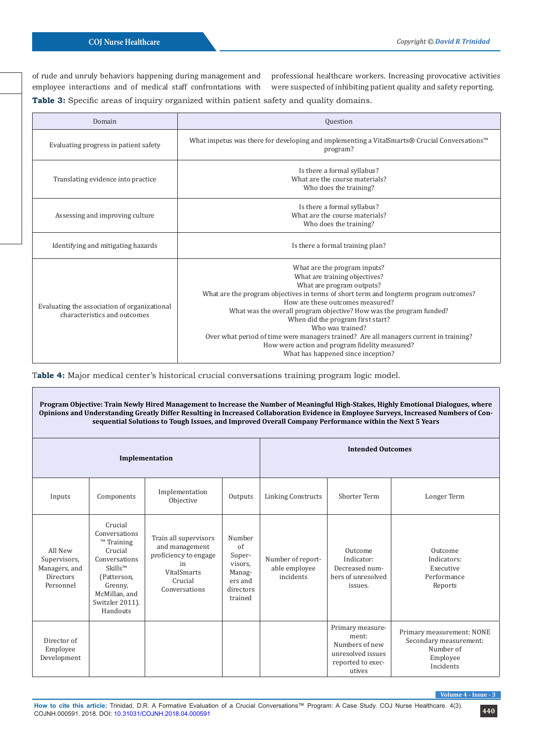of rude and unruly behaviors happening during management and employee interactions and of medical staff confrontations with professional healthcare workers. Increasing provocative activities were suspected of inhibiting patient quality and safety reporting.

**Table 3:** Specific areas of inquiry organized within patient safety and quality domains.

| Domain | Question |
|---|---|
| Evaluating progress in patient safety | What impetus was there for developing and implementing a VitalSmarts® Crucial Conversations™ program? |
| Translating evidence into practice | Is there a formal syllabus?<br>What are the course materials?<br>Who does the training? |
| Assessing and improving culture | Is there a formal syllabus?<br>What are the course materials?<br>Who does the training? |
| Identifying and mitigating hazards | Is there a formal training plan? |
| Evaluating the association of organizational characteristics and outcomes | What are the program inputs?<br>What are training objectives?<br>What are program outputs?<br>What are the program objectives in terms of short term and longterm program outcomes?<br>How are these outcomes measured?<br>What was the overall program objective? How was the program funded?<br>When did the program first start?<br>Who was trained?<br>Over what period of time were managers trained? Are all managers current in training?<br>How were action and program fidelity measured?<br>What has happened since inception? |

**Table 4:** Major medical center's historical crucial conversations training program logic model.

| **Program Objective: Train Newly Hired Management to Increase the Number of Meaningful High-Stakes, Highly Emotional Dialogues, where Opinions and Understanding Greatly Differ Resulting in Increased Collaboration Evidence in Employee Surveys, Increased Numbers of Consequential Solutions to Tough Issues, and Improved Overall Company Performance within the Next 5 Years** | | | | | | |
|---|---|---|---|---|---|---|
| **Implementation** | | | | **Intended Outcomes** | | |
| Inputs | Components | Implementation Objective | Outputs | Linking Constructs | Shorter Term | Longer Term |
| All New Supervisors, Managers, and Directors Personnel | Crucial Conversations ™ Training Crucial Conversations Skills™ (Patterson, Grenny, McMillan, and Switzler 2011). Handouts | Train all supervisors and management proficiency to engage in VitalSmarts Crucial Conversations | Number of Supervisors, Managers and directors trained | Number of reportable employee incidents | Outcome Indicator: Decreased numbers of unresolved issues. | Outcome Indicators: Executive Performance Reports |
| Director of Employee Development | | | | | Primary measurement: Numbers of new unresolved issues reported to executives | Primary measurement: NONE Secondary measurement: Number of Employee Incidents |

**How to cite this article:** Trinidad, D.R. A Formative Evaluation of a Crucial Conversations™ Program: A Case Study. COJ Nurse Healthcare. 4(3). COJNH.000591. 2018. DOI: 10.31031/COJNH.2018.04.000591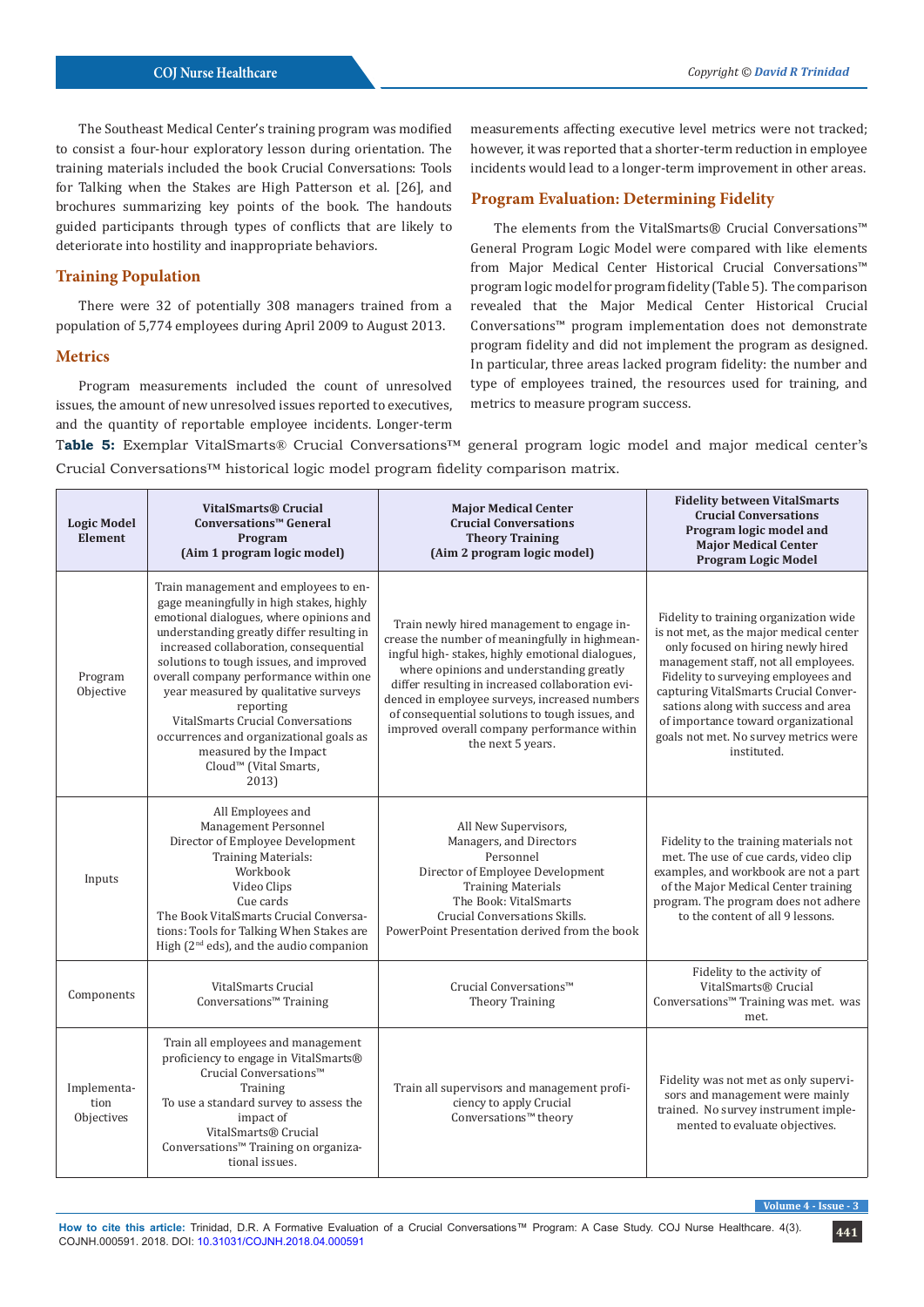The Southeast Medical Center's training program was modified to consist a four-hour exploratory lesson during orientation. The training materials included the book Crucial Conversations: Tools for Talking when the Stakes are High Patterson et al. [26], and brochures summarizing key points of the book. The handouts guided participants through types of conflicts that are likely to deteriorate into hostility and inappropriate behaviors.

## Training Population

There were 32 of potentially 308 managers trained from a population of 5,774 employees during April 2009 to August 2013.

## Metrics

Program measurements included the count of unresolved issues, the amount of new unresolved issues reported to executives, and the quantity of reportable employee incidents. Longer-term measurements affecting executive level metrics were not tracked; however, it was reported that a shorter-term reduction in employee incidents would lead to a longer-term improvement in other areas.

## Program Evaluation: Determining Fidelity

The elements from the VitalSmarts® Crucial Conversations™ General Program Logic Model were compared with like elements from Major Medical Center Historical Crucial Conversations™ program logic model for program fidelity (Table 5). The comparison revealed that the Major Medical Center Historical Crucial Conversations™ program implementation does not demonstrate program fidelity and did not implement the program as designed. In particular, three areas lacked program fidelity: the number and type of employees trained, the resources used for training, and metrics to measure program success.

**Table 5:** Exemplar VitalSmarts® Crucial Conversations™ general program logic model and major medical center's Crucial Conversations™ historical logic model program fidelity comparison matrix.

| Logic Model Element | VitalSmarts® Crucial Conversations™ General Program (Aim 1 program logic model) | Major Medical Center Crucial Conversations Theory Training (Aim 2 program logic model) | Fidelity between VitalSmarts Crucial Conversations Program logic model and Major Medical Center Program Logic Model |
|---|---|---|---|
| Program Objective | Train management and employees to engage meaningfully in high stakes, highly emotional dialogues, where opinions and understanding greatly differ resulting in increased collaboration, consequential solutions to tough issues, and improved overall company performance within one year measured by qualitative surveys reporting VitalSmarts Crucial Conversations occurrences and organizational goals as measured by the Impact Cloud™ (Vital Smarts, 2013) | Train newly hired management to engage increase the number of meaningfully in highmeaningful high- stakes, highly emotional dialogues, where opinions and understanding greatly differ resulting in increased collaboration evidenced in employee surveys, increased numbers of consequential solutions to tough issues, and improved overall company performance within the next 5 years. | Fidelity to training organization wide is not met, as the major medical center only focused on hiring newly hired management staff, not all employees. Fidelity to surveying employees and capturing VitalSmarts Crucial Conversations along with success and area of importance toward organizational goals not met. No survey metrics were instituted. |
| Inputs | All Employees and Management Personnel Director of Employee Development Training Materials: Workbook Video Clips Cue cards The Book VitalSmarts Crucial Conversations: Tools for Talking When Stakes are High (2nd eds), and the audio companion | All New Supervisors, Managers, and Directors Personnel Director of Employee Development Training Materials The Book: VitalSmarts Crucial Conversations Skills. PowerPoint Presentation derived from the book | Fidelity to the training materials not met. The use of cue cards, video clip examples, and workbook are not a part of the Major Medical Center training program. The program does not adhere to the content of all 9 lessons. |
| Components | VitalSmarts Crucial Conversations™ Training | Crucial Conversations™ Theory Training | Fidelity to the activity of VitalSmarts® Crucial Conversations™ Training was met. was met. |
| Implementation Objectives | Train all employees and management proficiency to engage in VitalSmarts® Crucial Conversations™ Training To use a standard survey to assess the impact of VitalSmarts® Crucial Conversations™ Training on organizational issues. | Train all supervisors and management proficiency to apply Crucial Conversations™ theory | Fidelity was not met as only supervisors and management were mainly trained. No survey instrument implemented to evaluate objectives. |

**How to cite this article:** Trinidad, D.R. A Formative Evaluation of a Crucial Conversations™ Program: A Case Study. COJ Nurse Healthcare. 4(3). COJNH.000591. 2018. DOI: 10.31031/COJNH.2018.04.000591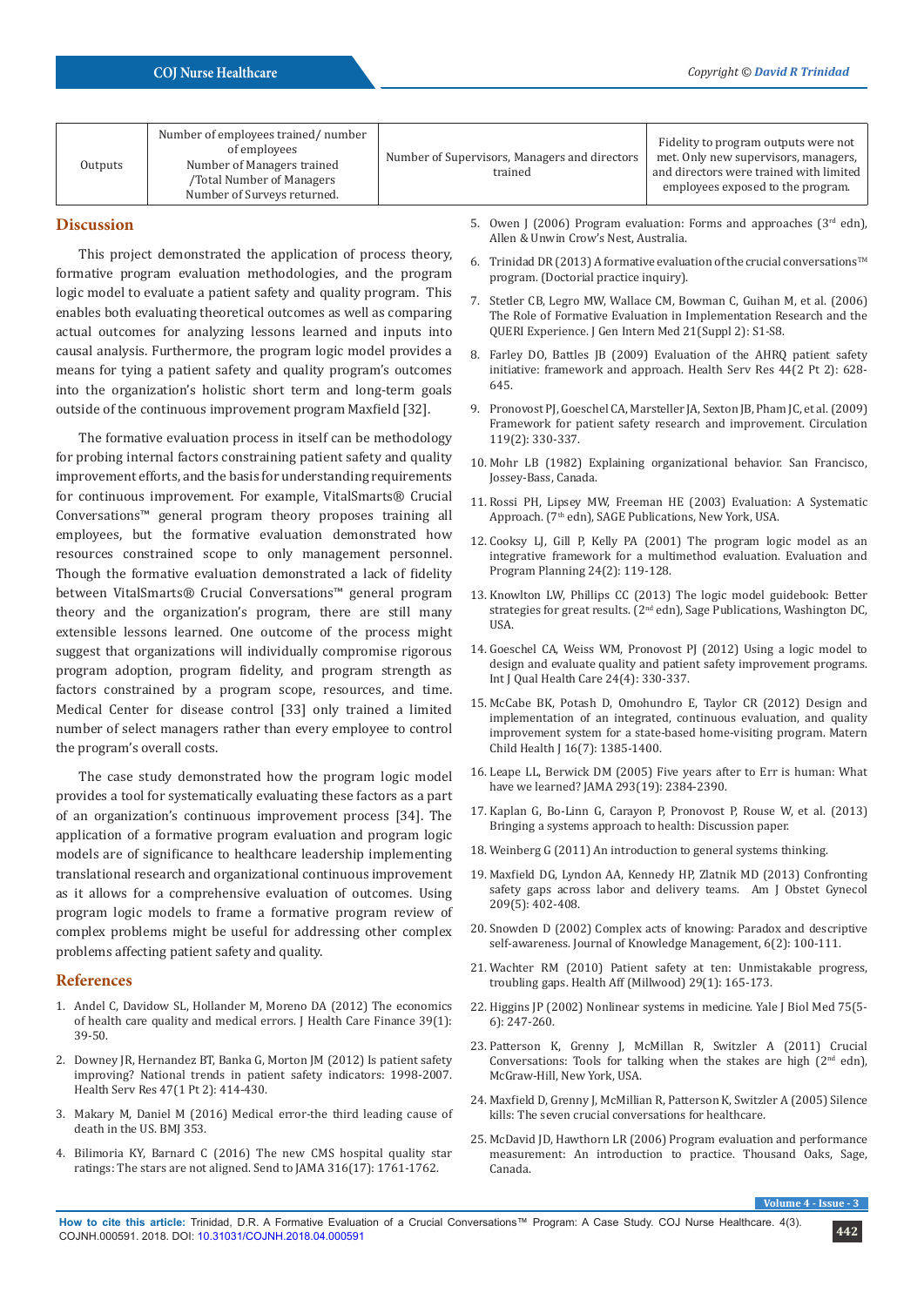| | | | |
|---|---|---|---|
| Outputs | Number of employees trained/ number of employees<br>Number of Managers trained /Total Number of Managers<br>Number of Surveys returned. | Number of Supervisors, Managers and directors trained | Fidelity to program outputs were not met. Only new supervisors, managers, and directors were trained with limited employees exposed to the program. |

## Discussion

This project demonstrated the application of process theory, formative program evaluation methodologies, and the program logic model to evaluate a patient safety and quality program. This enables both evaluating theoretical outcomes as well as comparing actual outcomes for analyzing lessons learned and inputs into causal analysis. Furthermore, the program logic model provides a means for tying a patient safety and quality program's outcomes into the organization's holistic short term and long-term goals outside of the continuous improvement program Maxfield [32].

The formative evaluation process in itself can be methodology for probing internal factors constraining patient safety and quality improvement efforts, and the basis for understanding requirements for continuous improvement. For example, VitalSmarts® Crucial Conversations™ general program theory proposes training all employees, but the formative evaluation demonstrated how resources constrained scope to only management personnel. Though the formative evaluation demonstrated a lack of fidelity between VitalSmarts® Crucial Conversations™ general program theory and the organization's program, there are still many extensible lessons learned. One outcome of the process might suggest that organizations will individually compromise rigorous program adoption, program fidelity, and program strength as factors constrained by a program scope, resources, and time. Medical Center for disease control [33] only trained a limited number of select managers rather than every employee to control the program's overall costs.

The case study demonstrated how the program logic model provides a tool for systematically evaluating these factors as a part of an organization's continuous improvement process [34]. The application of a formative program evaluation and program logic models are of significance to healthcare leadership implementing translational research and organizational continuous improvement as it allows for a comprehensive evaluation of outcomes. Using program logic models to frame a formative program review of complex problems might be useful for addressing other complex problems affecting patient safety and quality.

## References

1. Andel C, Davidow SL, Hollander M, Moreno DA (2012) The economics of health care quality and medical errors. J Health Care Finance 39(1): 39-50.
2. Downey JR, Hernandez BT, Banka G, Morton JM (2012) Is patient safety improving? National trends in patient safety indicators: 1998-2007. Health Serv Res 47(1 Pt 2): 414-430.
3. Makary M, Daniel M (2016) Medical error-the third leading cause of death in the US. BMJ 353.
4. Bilimoria KY, Barnard C (2016) The new CMS hospital quality star ratings: The stars are not aligned. Send to JAMA 316(17): 1761-1762.
5. Owen J (2006) Program evaluation: Forms and approaches (3rd edn), Allen & Unwin Crow's Nest, Australia.
6. Trinidad DR (2013) A formative evaluation of the crucial conversations™ program. (Doctorial practice inquiry).
7. Stetler CB, Legro MW, Wallace CM, Bowman C, Guihan M, et al. (2006) The Role of Formative Evaluation in Implementation Research and the QUERI Experience. J Gen Intern Med 21(Suppl 2): S1-S8.
8. Farley DO, Battles JB (2009) Evaluation of the AHRQ patient safety initiative: framework and approach. Health Serv Res 44(2 Pt 2): 628-645.
9. Pronovost PJ, Goeschel CA, Marsteller JA, Sexton JB, Pham JC, et al. (2009) Framework for patient safety research and improvement. Circulation 119(2): 330-337.
10. Mohr LB (1982) Explaining organizational behavior. San Francisco, Jossey-Bass, Canada.
11. Rossi PH, Lipsey MW, Freeman HE (2003) Evaluation: A Systematic Approach. (7th edn), SAGE Publications, New York, USA.
12. Cooksy LJ, Gill P, Kelly PA (2001) The program logic model as an integrative framework for a multimethod evaluation. Evaluation and Program Planning 24(2): 119-128.
13. Knowlton LW, Phillips CC (2013) The logic model guidebook: Better strategies for great results. (2nd edn), Sage Publications, Washington DC, USA.
14. Goeschel CA, Weiss WM, Pronovost PJ (2012) Using a logic model to design and evaluate quality and patient safety improvement programs. Int J Qual Health Care 24(4): 330-337.
15. McCabe BK, Potash D, Omohundro E, Taylor CR (2012) Design and implementation of an integrated, continuous evaluation, and quality improvement system for a state-based home-visiting program. Matern Child Health J 16(7): 1385-1400.
16. Leape LL, Berwick DM (2005) Five years after to Err is human: What have we learned? JAMA 293(19): 2384-2390.
17. Kaplan G, Bo-Linn G, Carayon P, Pronovost P, Rouse W, et al. (2013) Bringing a systems approach to health: Discussion paper.
18. Weinberg G (2011) An introduction to general systems thinking.
19. Maxfield DG, Lyndon AA, Kennedy HP, Zlatnik MD (2013) Confronting safety gaps across labor and delivery teams. Am J Obstet Gynecol 209(5): 402-408.
20. Snowden D (2002) Complex acts of knowing: Paradox and descriptive self-awareness. Journal of Knowledge Management, 6(2): 100-111.
21. Wachter RM (2010) Patient safety at ten: Unmistakable progress, troubling gaps. Health Aff (Millwood) 29(1): 165-173.
22. Higgins JP (2002) Nonlinear systems in medicine. Yale J Biol Med 75(5-6): 247-260.
23. Patterson K, Grenny J, McMillan R, Switzler A (2011) Crucial Conversations: Tools for talking when the stakes are high (2nd edn), McGraw-Hill, New York, USA.
24. Maxfield D, Grenny J, McMillian R, Patterson K, Switzler A (2005) Silence kills: The seven crucial conversations for healthcare.
25. McDavid JD, Hawthorn LR (2006) Program evaluation and performance measurement: An introduction to practice. Thousand Oaks, Sage, Canada.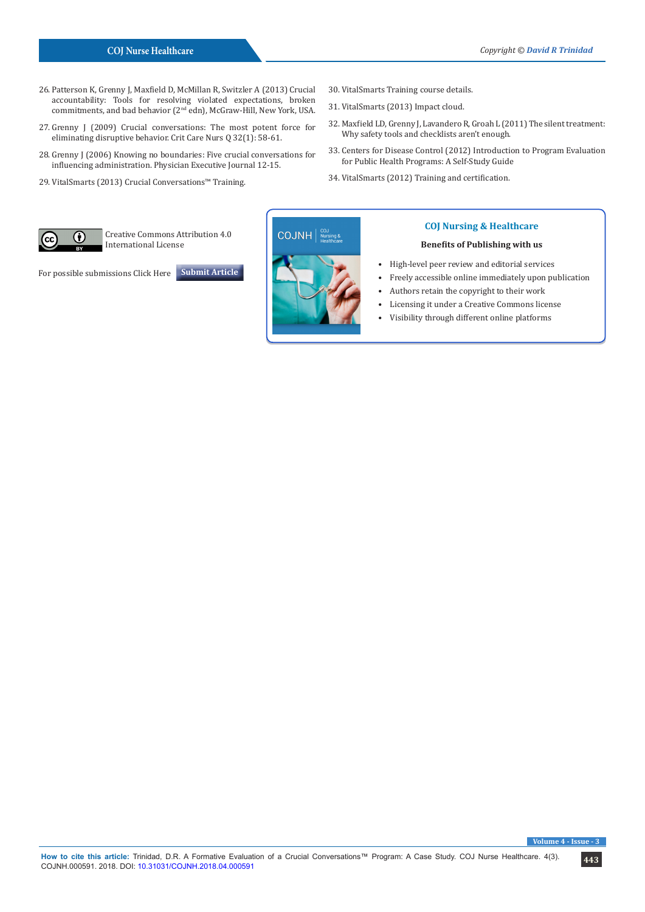26. Patterson K, Grenny J, Maxfield D, McMillan R, Switzler A (2013) Crucial accountability: Tools for resolving violated expectations, broken commitments, and bad behavior (2nd edn), McGraw-Hill, New York, USA.
27. Grenny J (2009) Crucial conversations: The most potent force for eliminating disruptive behavior. Crit Care Nurs Q 32(1): 58-61.
28. Grenny J (2006) Knowing no boundaries: Five crucial conversations for influencing administration. Physician Executive Journal 12-15.
29. VitalSmarts (2013) Crucial Conversations™ Training.
30. VitalSmarts Training course details.
31. VitalSmarts (2013) Impact cloud.
32. Maxfield LD, Grenny J, Lavandero R, Groah L (2011) The silent treatment: Why safety tools and checklists aren't enough.
33. Centers for Disease Control (2012) Introduction to Program Evaluation for Public Health Programs: A Self-Study Guide
34. VitalSmarts (2012) Training and certification.

Creative Commons Attribution 4.0 International License

For possible submissions Click Here **Submit Article**

**COJ Nursing & Healthcare**

**Benefits of Publishing with us**

- High-level peer review and editorial services
- Freely accessible online immediately upon publication
- Authors retain the copyright to their work
- Licensing it under a Creative Commons license
- Visibility through different online platforms

**How to cite this article:** Trinidad, D.R. A Formative Evaluation of a Crucial Conversations™ Program: A Case Study. COJ Nurse Healthcare. 4(3). COJNH.000591. 2018. DOI: 10.31031/COJNH.2018.04.000591